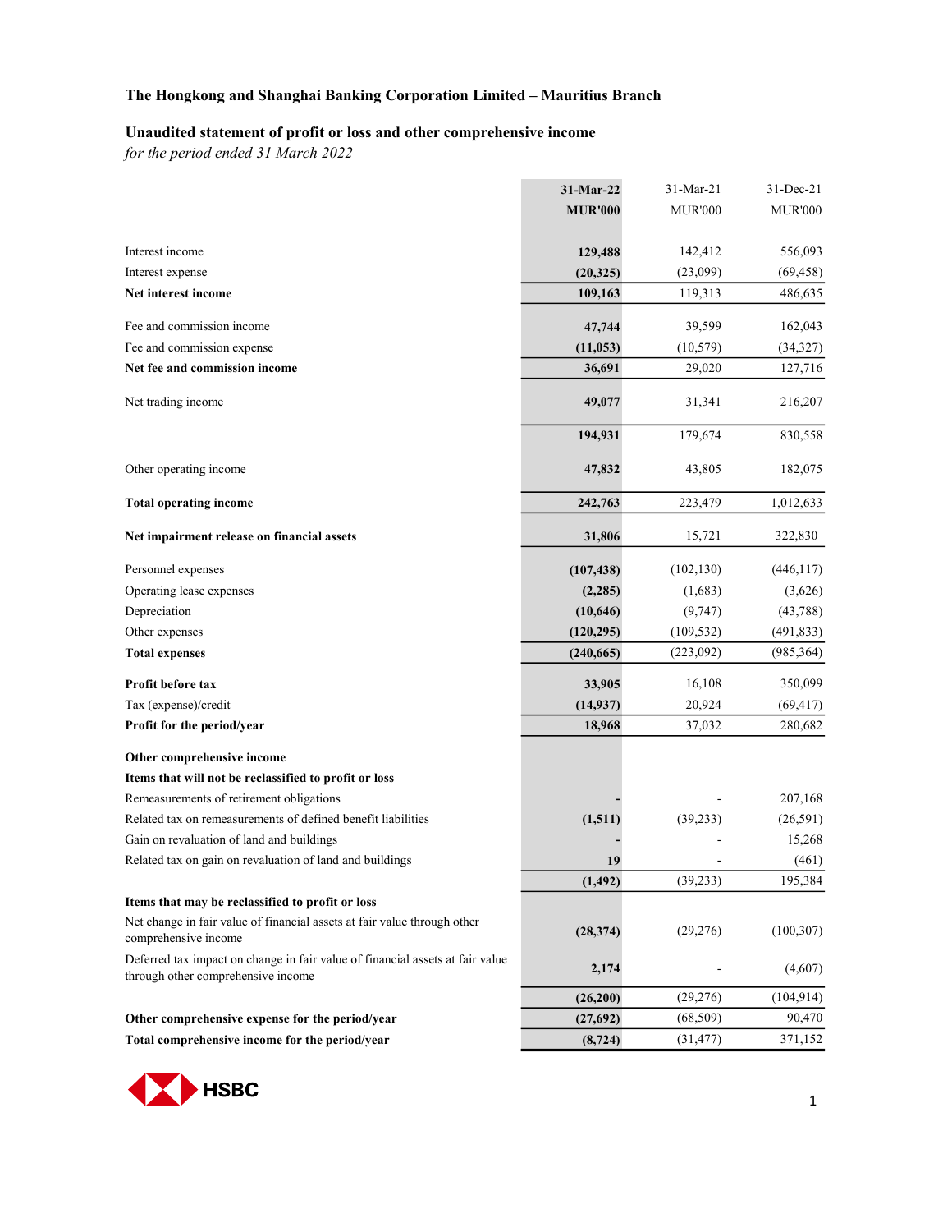## The Hongkong and Shanghai Banking Corporation Limited – Mauritius Branch

### Unaudited statement of profit or loss and other comprehensive income

*for the period ended 31 March 2022*

| | **31-Mar-22 MUR'000** | 31-Mar-21 MUR'000 | 31-Dec-21 MUR'000 |
|---|---|---|---|
| Interest income | **129,488** | 142,412 | 556,093 |
| Interest expense | **(20,325)** | (23,099) | (69,458) |
| **Net interest income** | **109,163** | 119,313 | 486,635 |
| Fee and commission income | **47,744** | 39,599 | 162,043 |
| Fee and commission expense | **(11,053)** | (10,579) | (34,327) |
| **Net fee and commission income** | **36,691** | 29,020 | 127,716 |
| Net trading income | **49,077** | 31,341 | 216,207 |
| | **194,931** | 179,674 | 830,558 |
| Other operating income | **47,832** | 43,805 | 182,075 |
| **Total operating income** | **242,763** | 223,479 | 1,012,633 |
| **Net impairment release on financial assets** | **31,806** | 15,721 | 322,830 |
| Personnel expenses | **(107,438)** | (102,130) | (446,117) |
| Operating lease expenses | **(2,285)** | (1,683) | (3,626) |
| Depreciation | **(10,646)** | (9,747) | (43,788) |
| Other expenses | **(120,295)** | (109,532) | (491,833) |
| **Total expenses** | **(240,665)** | (223,092) | (985,364) |
| **Profit before tax** | **33,905** | 16,108 | 350,099 |
| Tax (expense)/credit | **(14,937)** | 20,924 | (69,417) |
| **Profit for the period/year** | **18,968** | 37,032 | 280,682 |
| **Other comprehensive income** | | | |
| **Items that will not be reclassified to profit or loss** | | | |
| Remeasurements of retirement obligations | **-** | - | 207,168 |
| Related tax on remeasurements of defined benefit liabilities | **(1,511)** | (39,233) | (26,591) |
| Gain on revaluation of land and buildings | **-** | - | 15,268 |
| Related tax on gain on revaluation of land and buildings | **19** | - | (461) |
| | **(1,492)** | (39,233) | 195,384 |
| **Items that may be reclassified to profit or loss** | | | |
| Net change in fair value of financial assets at fair value through other comprehensive income | **(28,374)** | (29,276) | (100,307) |
| Deferred tax impact on change in fair value of financial assets at fair value through other comprehensive income | **2,174** | - | (4,607) |
| | **(26,200)** | (29,276) | (104,914) |
| **Other comprehensive expense for the period/year** | **(27,692)** | (68,509) | 90,470 |
| **Total comprehensive income for the period/year** | **(8,724)** | (31,477) | 371,152 |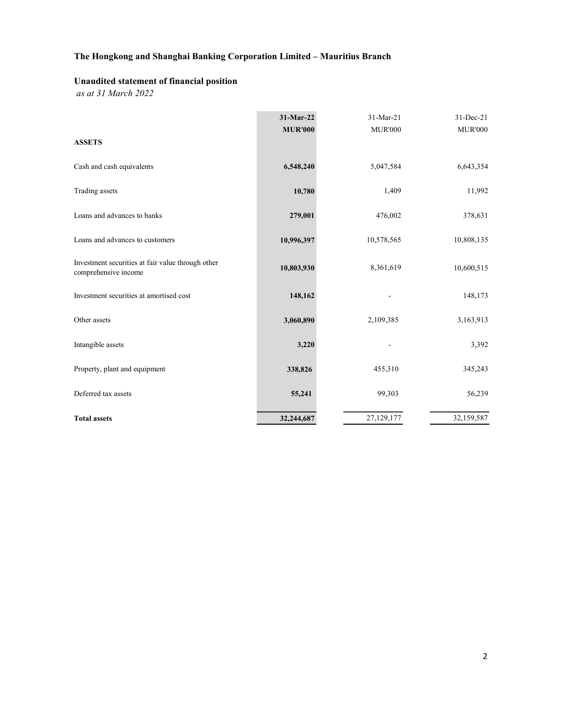**The Hongkong and Shanghai Banking Corporation Limited – Mauritius Branch**

**Unaudited statement of financial position**

*as at 31 March 2022*

| | **31-Mar-22** | 31-Mar-21 | 31-Dec-21 |
|---|---|---|---|
| | **MUR'000** | MUR'000 | MUR'000 |
| **ASSETS** | | | |
| Cash and cash equivalents | **6,548,240** | 5,047,584 | 6,643,354 |
| Trading assets | **10,780** | 1,409 | 11,992 |
| Loans and advances to banks | **279,001** | 476,002 | 378,631 |
| Loans and advances to customers | **10,996,397** | 10,578,565 | 10,808,135 |
| Investment securities at fair value through other comprehensive income | **10,803,930** | 8,361,619 | 10,600,515 |
| Investment securities at amortised cost | **148,162** | - | 148,173 |
| Other assets | **3,060,890** | 2,109,385 | 3,163,913 |
| Intangible assets | **3,220** | - | 3,392 |
| Property, plant and equipment | **338,826** | 455,310 | 345,243 |
| Deferred tax assets | **55,241** | 99,303 | 56,239 |
| **Total assets** | **32,244,687** | 27,129,177 | 32,159,587 |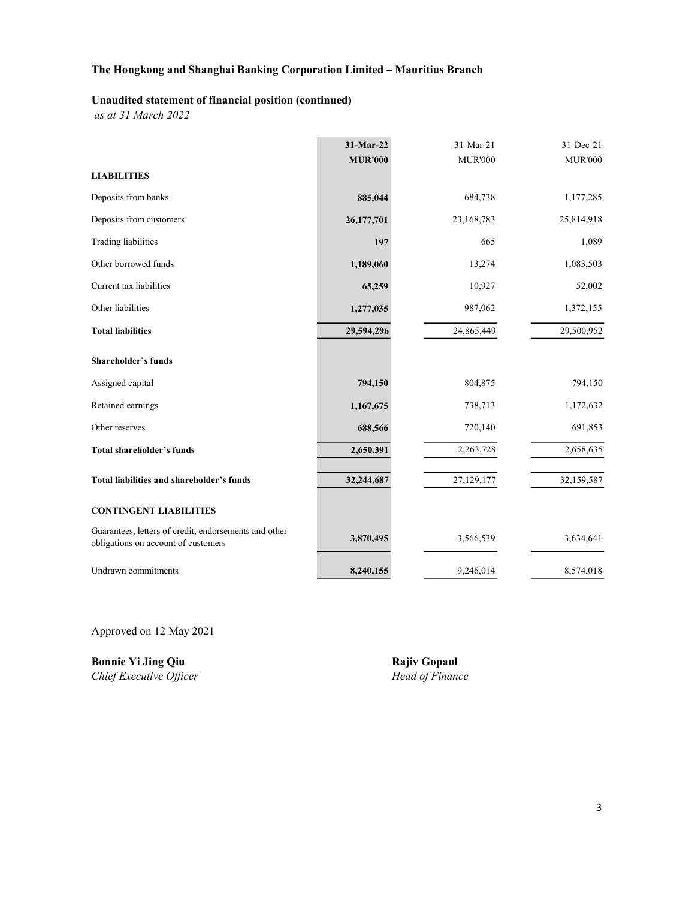**The Hongkong and Shanghai Banking Corporation Limited – Mauritius Branch**

**Unaudited statement of financial position (continued)**

*as at 31 March 2022*

| | **31-Mar-22** | 31-Mar-21 | 31-Dec-21 |
|---|---|---|---|
| | **MUR'000** | MUR'000 | MUR'000 |
| **LIABILITIES** | | | |
| Deposits from banks | **885,044** | 684,738 | 1,177,285 |
| Deposits from customers | **26,177,701** | 23,168,783 | 25,814,918 |
| Trading liabilities | **197** | 665 | 1,089 |
| Other borrowed funds | **1,189,060** | 13,274 | 1,083,503 |
| Current tax liabilities | **65,259** | 10,927 | 52,002 |
| Other liabilities | **1,277,035** | 987,062 | 1,372,155 |
| **Total liabilities** | **29,594,296** | 24,865,449 | 29,500,952 |
| **Shareholder's funds** | | | |
| Assigned capital | **794,150** | 804,875 | 794,150 |
| Retained earnings | **1,167,675** | 738,713 | 1,172,632 |
| Other reserves | **688,566** | 720,140 | 691,853 |
| **Total shareholder's funds** | **2,650,391** | 2,263,728 | 2,658,635 |
| **Total liabilities and shareholder's funds** | **32,244,687** | 27,129,177 | 32,159,587 |
| **CONTINGENT LIABILITIES** | | | |
| Guarantees, letters of credit, endorsements and other obligations on account of customers | **3,870,495** | 3,566,539 | 3,634,641 |
| Undrawn commitments | **8,240,155** | 9,246,014 | 8,574,018 |

Approved on 12 May 2021

**Bonnie Yi Jing Qiu**
*Chief Executive Officer*

**Rajiv Gopaul**
*Head of Finance*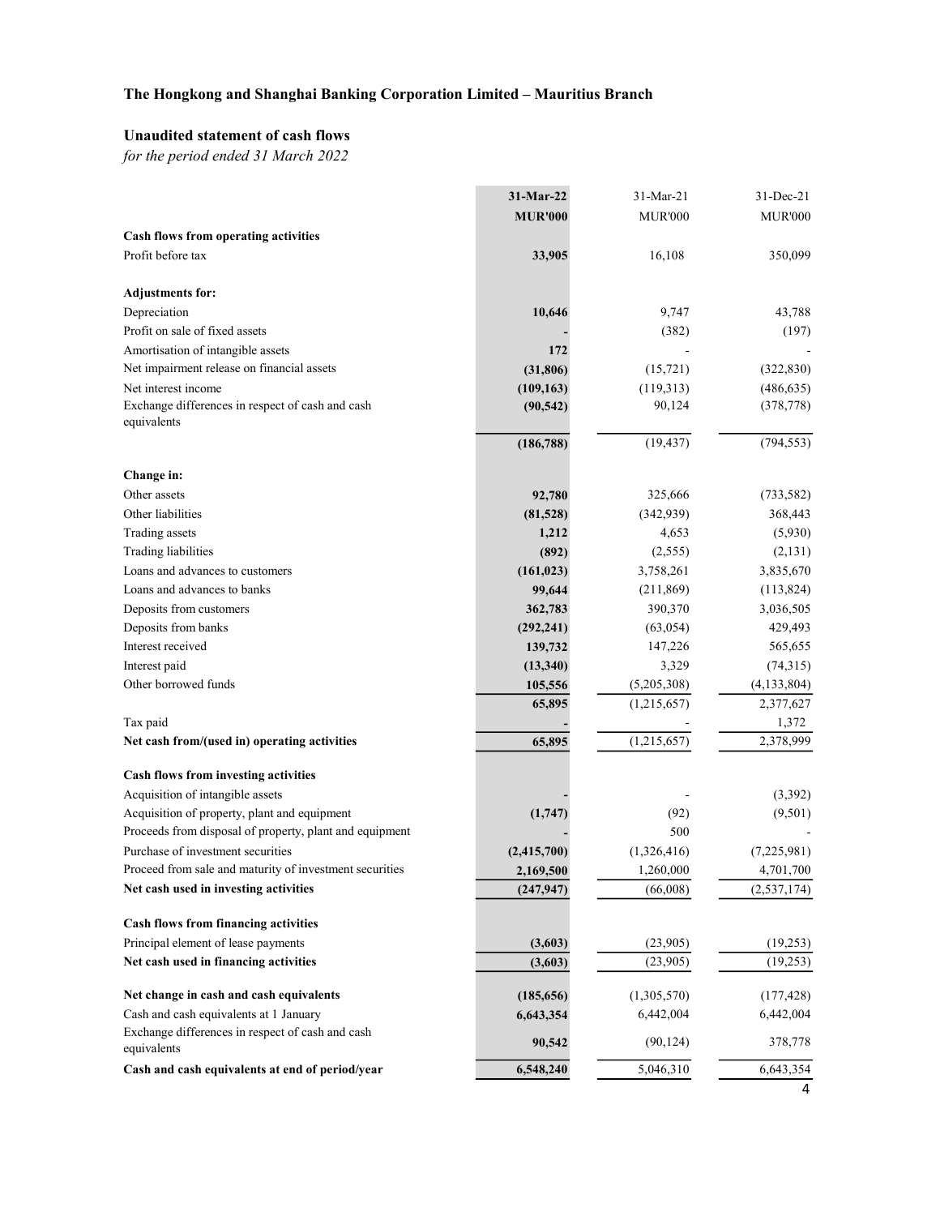**The Hongkong and Shanghai Banking Corporation Limited – Mauritius Branch**

**Unaudited statement of cash flows**

*for the period ended 31 March 2022*

| | **31-Mar-22** | 31-Mar-21 | 31-Dec-21 |
|---|---|---|---|
| | **MUR'000** | MUR'000 | MUR'000 |
| **Cash flows from operating activities** | | | |
| Profit before tax | **33,905** | 16,108 | 350,099 |
| | | | |
| **Adjustments for:** | | | |
| Depreciation | **10,646** | 9,747 | 43,788 |
| Profit on sale of fixed assets | **-** | (382) | (197) |
| Amortisation of intangible assets | **172** | - | - |
| Net impairment release on financial assets | **(31,806)** | (15,721) | (322,830) |
| Net interest income | **(109,163)** | (119,313) | (486,635) |
| Exchange differences in respect of cash and cash equivalents | **(90,542)** | 90,124 | (378,778) |
| | **(186,788)** | (19,437) | (794,553) |
| | | | |
| **Change in:** | | | |
| Other assets | **92,780** | 325,666 | (733,582) |
| Other liabilities | **(81,528)** | (342,939) | 368,443 |
| Trading assets | **1,212** | 4,653 | (5,930) |
| Trading liabilities | **(892)** | (2,555) | (2,131) |
| Loans and advances to customers | **(161,023)** | 3,758,261 | 3,835,670 |
| Loans and advances to banks | **99,644** | (211,869) | (113,824) |
| Deposits from customers | **362,783** | 390,370 | 3,036,505 |
| Deposits from banks | **(292,241)** | (63,054) | 429,493 |
| Interest received | **139,732** | 147,226 | 565,655 |
| Interest paid | **(13,340)** | 3,329 | (74,315) |
| Other borrowed funds | **105,556** | (5,205,308) | (4,133,804) |
| | **65,895** | (1,215,657) | 2,377,627 |
| Tax paid | **-** | - | 1,372 |
| **Net cash from/(used in) operating activities** | **65,895** | (1,215,657) | 2,378,999 |
| | | | |
| **Cash flows from investing activities** | | | |
| Acquisition of intangible assets | **-** | - | (3,392) |
| Acquisition of property, plant and equipment | **(1,747)** | (92) | (9,501) |
| Proceeds from disposal of property, plant and equipment | **-** | 500 | - |
| Purchase of investment securities | **(2,415,700)** | (1,326,416) | (7,225,981) |
| Proceed from sale and maturity of investment securities | **2,169,500** | 1,260,000 | 4,701,700 |
| **Net cash used in investing activities** | **(247,947)** | (66,008) | (2,537,174) |
| | | | |
| **Cash flows from financing activities** | | | |
| Principal element of lease payments | **(3,603)** | (23,905) | (19,253) |
| **Net cash used in financing activities** | **(3,603)** | (23,905) | (19,253) |
| | | | |
| **Net change in cash and cash equivalents** | **(185,656)** | (1,305,570) | (177,428) |
| Cash and cash equivalents at 1 January | **6,643,354** | 6,442,004 | 6,442,004 |
| Exchange differences in respect of cash and cash equivalents | **90,542** | (90,124) | 378,778 |
| **Cash and cash equivalents at end of period/year** | **6,548,240** | 5,046,310 | 6,643,354 |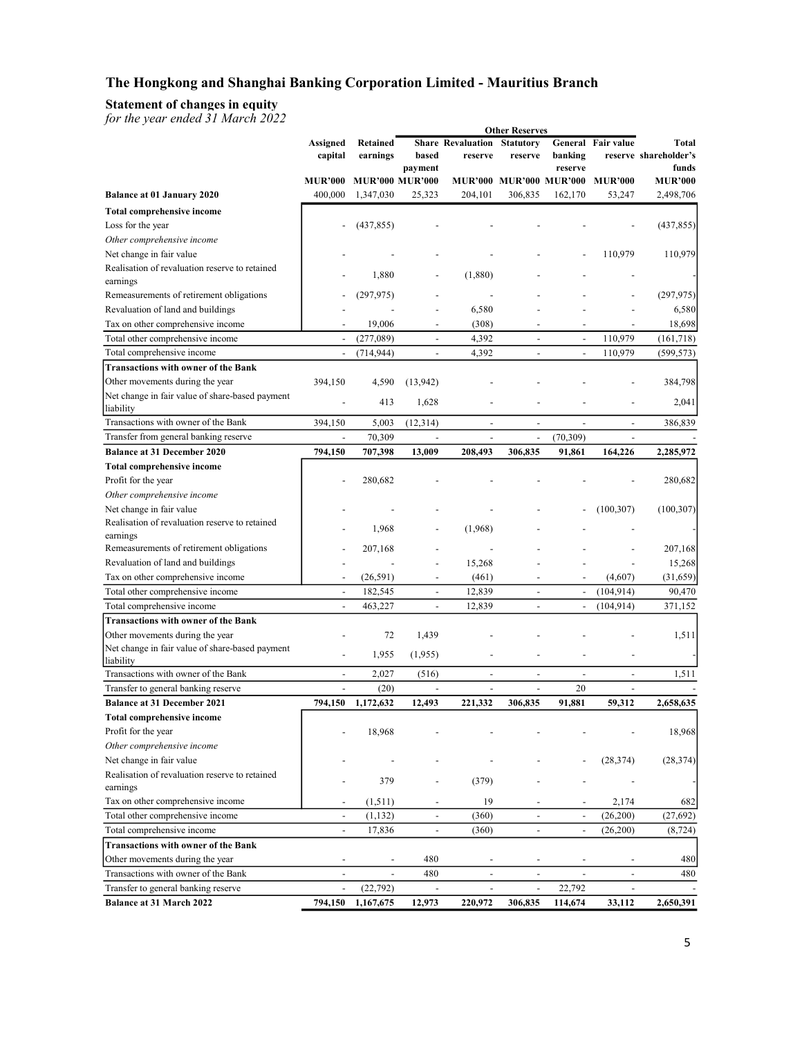# The Hongkong and Shanghai Banking Corporation Limited - Mauritius Branch

## Statement of changes in equity

*for the year ended 31 March 2022*

| | Assigned capital | Retained earnings | Share based payment | Other Reserves | | | | Total shareholder's funds |
|---|---|---|---|---|---|---|---|---|
| | | | | Revaluation reserve | Statutory reserve | General banking reserve | Fair value reserve | |
| | MUR'000 | MUR'000 | MUR'000 | MUR'000 | MUR'000 | MUR'000 | MUR'000 | MUR'000 |
| **Balance at 01 January 2020** | 400,000 | 1,347,030 | 25,323 | 204,101 | 306,835 | 162,170 | 53,247 | 2,498,706 |
| **Total comprehensive income** | | | | | | | | |
| Loss for the year | - | (437,855) | - | - | - | - | - | (437,855) |
| *Other comprehensive income* | | | | | | | | |
| Net change in fair value | - | - | - | - | - | - | 110,979 | 110,979 |
| Realisation of revaluation reserve to retained earnings | - | 1,880 | - | (1,880) | - | - | - | - |
| Remeasurements of retirement obligations | - | (297,975) | - | - | - | - | - | (297,975) |
| Revaluation of land and buildings | - | - | - | 6,580 | - | - | - | 6,580 |
| Tax on other comprehensive income | - | 19,006 | - | (308) | - | - | - | 18,698 |
| Total other comprehensive income | - | (277,089) | - | 4,392 | - | - | 110,979 | (161,718) |
| Total comprehensive income | - | (714,944) | - | 4,392 | - | - | 110,979 | (599,573) |
| **Transactions with owner of the Bank** | | | | | | | | |
| Other movements during the year | 394,150 | 4,590 | (13,942) | - | - | - | - | 384,798 |
| Net change in fair value of share-based payment liability | - | 413 | 1,628 | - | - | - | - | 2,041 |
| Transactions with owner of the Bank | 394,150 | 5,003 | (12,314) | - | - | - | - | 386,839 |
| Transfer from general banking reserve | - | 70,309 | - | - | - | (70,309) | - | - |
| **Balance at 31 December 2020** | **794,150** | **707,398** | **13,009** | **208,493** | **306,835** | **91,861** | **164,226** | **2,285,972** |
| **Total comprehensive income** | | | | | | | | |
| Profit for the year | - | 280,682 | - | - | - | - | - | 280,682 |
| *Other comprehensive income* | | | | | | | | |
| Net change in fair value | - | - | - | - | - | - | (100,307) | (100,307) |
| Realisation of revaluation reserve to retained earnings | - | 1,968 | - | (1,968) | - | - | - | - |
| Remeasurements of retirement obligations | - | 207,168 | - | - | - | - | - | 207,168 |
| Revaluation of land and buildings | - | - | - | 15,268 | - | - | - | 15,268 |
| Tax on other comprehensive income | - | (26,591) | - | (461) | - | - | (4,607) | (31,659) |
| Total other comprehensive income | - | 182,545 | - | 12,839 | - | - | (104,914) | 90,470 |
| Total comprehensive income | - | 463,227 | - | 12,839 | - | - | (104,914) | 371,152 |
| **Transactions with owner of the Bank** | | | | | | | | |
| Other movements during the year | - | 72 | 1,439 | - | - | - | - | 1,511 |
| Net change in fair value of share-based payment liability | - | 1,955 | (1,955) | - | - | - | - | - |
| Transactions with owner of the Bank | - | 2,027 | (516) | - | - | - | - | 1,511 |
| Transfer to general banking reserve | - | (20) | - | - | - | 20 | - | - |
| **Balance at 31 December 2021** | **794,150** | **1,172,632** | **12,493** | **221,332** | **306,835** | **91,881** | **59,312** | **2,658,635** |
| **Total comprehensive income** | | | | | | | | |
| Profit for the year | - | 18,968 | - | - | - | - | - | 18,968 |
| *Other comprehensive income* | | | | | | | | |
| Net change in fair value | - | - | - | - | - | - | (28,374) | (28,374) |
| Realisation of revaluation reserve to retained earnings | - | 379 | - | (379) | - | - | - | - |
| Tax on other comprehensive income | - | (1,511) | - | 19 | - | - | 2,174 | 682 |
| Total other comprehensive income | - | (1,132) | - | (360) | - | - | (26,200) | (27,692) |
| Total comprehensive income | - | 17,836 | - | (360) | - | - | (26,200) | (8,724) |
| **Transactions with owner of the Bank** | | | | | | | | |
| Other movements during the year | - | - | 480 | - | - | - | - | 480 |
| Transactions with owner of the Bank | - | - | 480 | - | - | - | - | 480 |
| Transfer to general banking reserve | - | (22,792) | - | - | - | 22,792 | - | - |
| **Balance at 31 March 2022** | **794,150** | **1,167,675** | **12,973** | **220,972** | **306,835** | **114,674** | **33,112** | **2,650,391** |